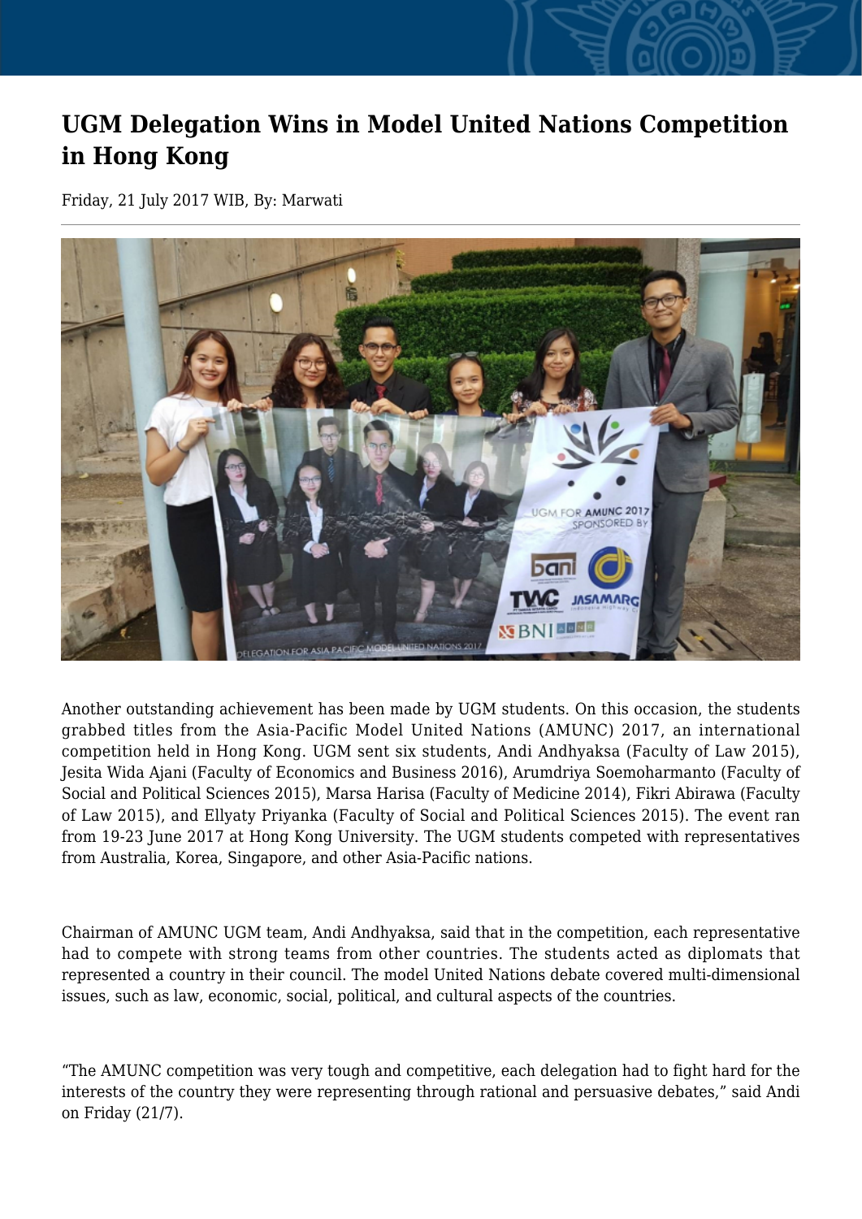# UGM Delegation Wins in Model United Nations Competition in Hong Kong

Friday, 21 July 2017 WIB, By: Marwati

Another outstanding achievement has been made by UGM students. On this occasion, the students grabbed titles from the Asia-Pacific Model United Nations (AMUNC) 2017, an international competition held in Hong Kong. UGM sent six students, Andi Andhyaksa (Faculty of Law 2015), Jesita Wida Ajani (Faculty of Economics and Business 2016), Arumdriya Soemoharmanto (Faculty of Social and Political Sciences 2015), Marsa Harisa (Faculty of Medicine 2014), Fikri Abirawa (Faculty of Law 2015), and Ellyaty Priyanka (Faculty of Social and Political Sciences 2015). The event ran from 19-23 June 2017 at Hong Kong University. The UGM students competed with representatives from Australia, Korea, Singapore, and other Asia-Pacific nations.

Chairman of AMUNC UGM team, Andi Andhyaksa, said that in the competition, each representative had to compete with strong teams from other countries. The students acted as diplomats that represented a country in their council. The model United Nations debate covered multi-dimensional issues, such as law, economic, social, political, and cultural aspects of the countries.

"The AMUNC competition was very tough and competitive, each delegation had to fight hard for the interests of the country they were representing through rational and persuasive debates," said Andi on Friday (21/7).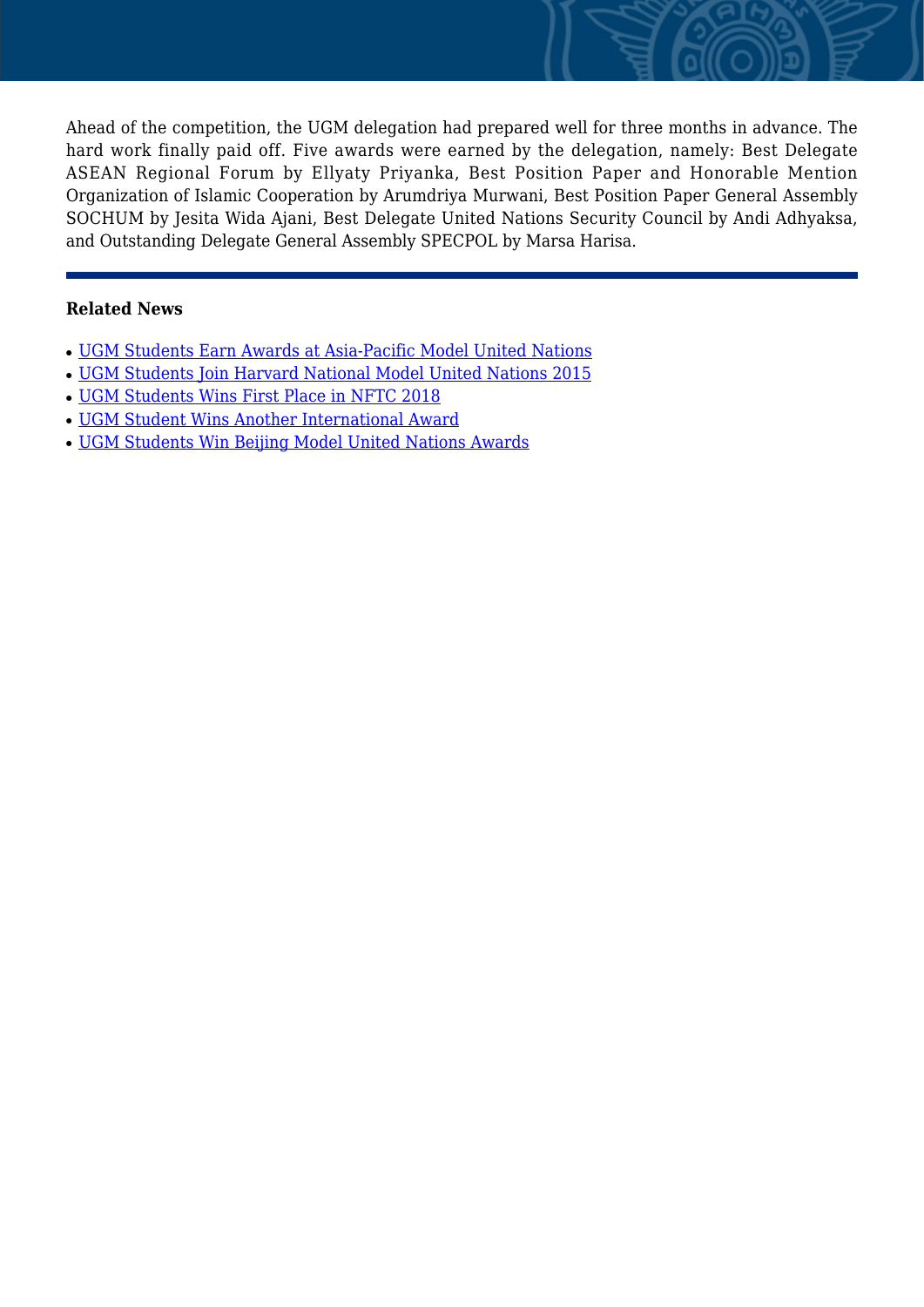Ahead of the competition, the UGM delegation had prepared well for three months in advance. The hard work finally paid off. Five awards were earned by the delegation, namely: Best Delegate ASEAN Regional Forum by Ellyaty Priyanka, Best Position Paper and Honorable Mention Organization of Islamic Cooperation by Arumdriya Murwani, Best Position Paper General Assembly SOCHUM by Jesita Wida Ajani, Best Delegate United Nations Security Council by Andi Adhyaksa, and Outstanding Delegate General Assembly SPECPOL by Marsa Harisa.

---

**Related News**

- UGM Students Earn Awards at Asia-Pacific Model United Nations
- UGM Students Join Harvard National Model United Nations 2015
- UGM Students Wins First Place in NFTC 2018
- UGM Student Wins Another International Award
- UGM Students Win Beijing Model United Nations Awards